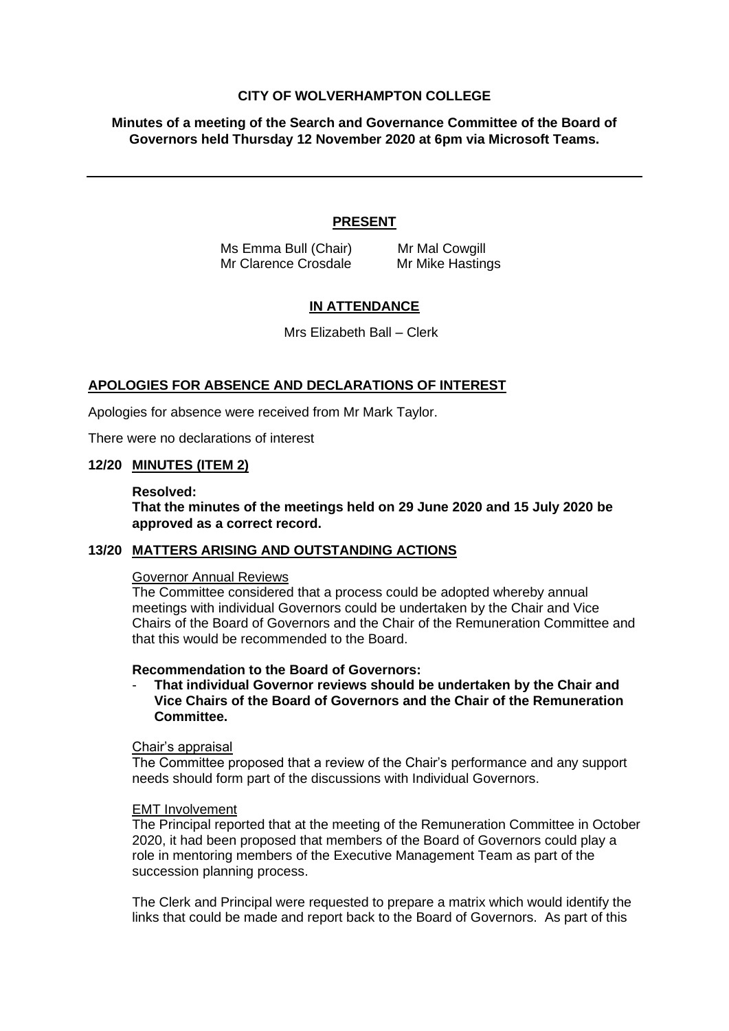**CITY OF WOLVERHAMPTON COLLEGE**

**Minutes of a meeting of the Search and Governance Committee of the Board of Governors held Thursday 12 November 2020 at 6pm via Microsoft Teams.**

---

**PRESENT**

Ms Emma Bull (Chair) Mr Mal Cowgill
Mr Clarence Crosdale Mr Mike Hastings

**IN ATTENDANCE**

Mrs Elizabeth Ball – Clerk

**APOLOGIES FOR ABSENCE AND DECLARATIONS OF INTEREST**

Apologies for absence were received from Mr Mark Taylor.

There were no declarations of interest

**12/20 MINUTES (ITEM 2)**

**Resolved:**
**That the minutes of the meetings held on 29 June 2020 and 15 July 2020 be approved as a correct record.**

**13/20 MATTERS ARISING AND OUTSTANDING ACTIONS**

Governor Annual Reviews

The Committee considered that a process could be adopted whereby annual meetings with individual Governors could be undertaken by the Chair and Vice Chairs of the Board of Governors and the Chair of the Remuneration Committee and that this would be recommended to the Board.

**Recommendation to the Board of Governors:**

- **That individual Governor reviews should be undertaken by the Chair and Vice Chairs of the Board of Governors and the Chair of the Remuneration Committee.**

Chair's appraisal

The Committee proposed that a review of the Chair's performance and any support needs should form part of the discussions with Individual Governors.

EMT Involvement

The Principal reported that at the meeting of the Remuneration Committee in October 2020, it had been proposed that members of the Board of Governors could play a role in mentoring members of the Executive Management Team as part of the succession planning process.

The Clerk and Principal were requested to prepare a matrix which would identify the links that could be made and report back to the Board of Governors. As part of this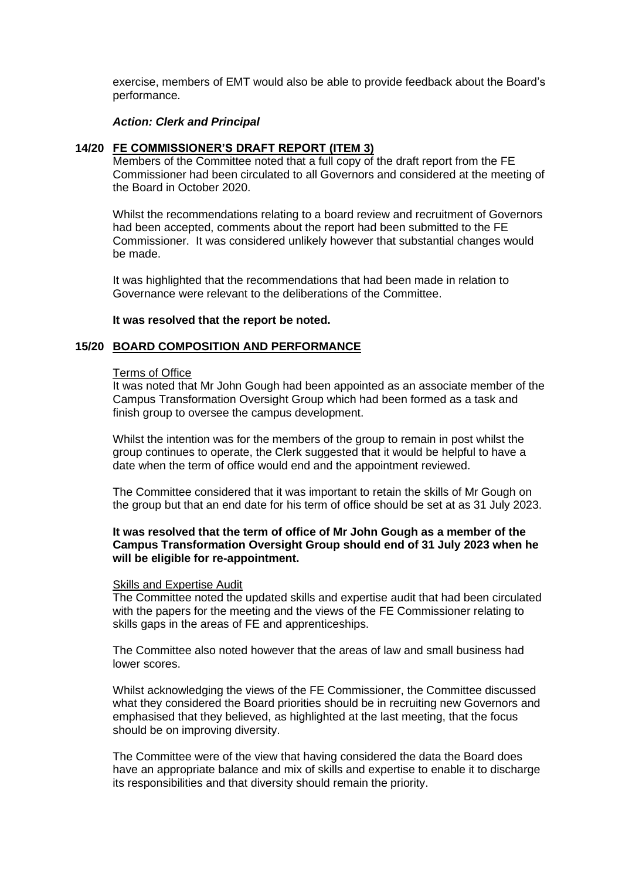exercise, members of EMT would also be able to provide feedback about the Board's performance.

***Action: Clerk and Principal***

## 14/20 FE COMMISSIONER'S DRAFT REPORT (ITEM 3)

Members of the Committee noted that a full copy of the draft report from the FE Commissioner had been circulated to all Governors and considered at the meeting of the Board in October 2020.

Whilst the recommendations relating to a board review and recruitment of Governors had been accepted, comments about the report had been submitted to the FE Commissioner. It was considered unlikely however that substantial changes would be made.

It was highlighted that the recommendations that had been made in relation to Governance were relevant to the deliberations of the Committee.

**It was resolved that the report be noted.**

## 15/20 BOARD COMPOSITION AND PERFORMANCE

### Terms of Office

It was noted that Mr John Gough had been appointed as an associate member of the Campus Transformation Oversight Group which had been formed as a task and finish group to oversee the campus development.

Whilst the intention was for the members of the group to remain in post whilst the group continues to operate, the Clerk suggested that it would be helpful to have a date when the term of office would end and the appointment reviewed.

The Committee considered that it was important to retain the skills of Mr Gough on the group but that an end date for his term of office should be set at as 31 July 2023.

**It was resolved that the term of office of Mr John Gough as a member of the Campus Transformation Oversight Group should end of 31 July 2023 when he will be eligible for re-appointment.**

### Skills and Expertise Audit

The Committee noted the updated skills and expertise audit that had been circulated with the papers for the meeting and the views of the FE Commissioner relating to skills gaps in the areas of FE and apprenticeships.

The Committee also noted however that the areas of law and small business had lower scores.

Whilst acknowledging the views of the FE Commissioner, the Committee discussed what they considered the Board priorities should be in recruiting new Governors and emphasised that they believed, as highlighted at the last meeting, that the focus should be on improving diversity.

The Committee were of the view that having considered the data the Board does have an appropriate balance and mix of skills and expertise to enable it to discharge its responsibilities and that diversity should remain the priority.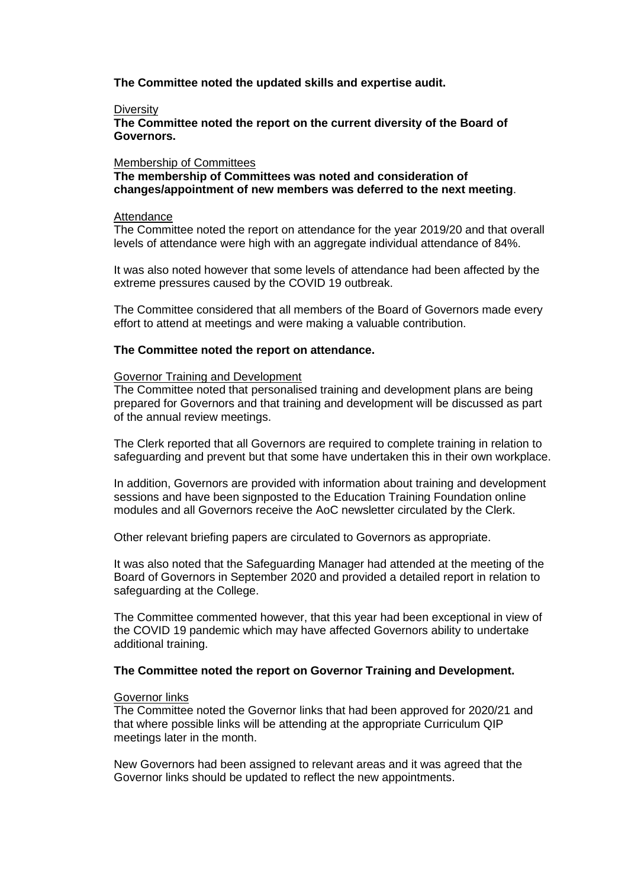**The Committee noted the updated skills and expertise audit.**

Diversity

**The Committee noted the report on the current diversity of the Board of Governors.**

Membership of Committees

**The membership of Committees was noted and consideration of changes/appointment of new members was deferred to the next meeting**.

Attendance

The Committee noted the report on attendance for the year 2019/20 and that overall levels of attendance were high with an aggregate individual attendance of 84%.

It was also noted however that some levels of attendance had been affected by the extreme pressures caused by the COVID 19 outbreak.

The Committee considered that all members of the Board of Governors made every effort to attend at meetings and were making a valuable contribution.

**The Committee noted the report on attendance.**

Governor Training and Development

The Committee noted that personalised training and development plans are being prepared for Governors and that training and development will be discussed as part of the annual review meetings.

The Clerk reported that all Governors are required to complete training in relation to safeguarding and prevent but that some have undertaken this in their own workplace.

In addition, Governors are provided with information about training and development sessions and have been signposted to the Education Training Foundation online modules and all Governors receive the AoC newsletter circulated by the Clerk.

Other relevant briefing papers are circulated to Governors as appropriate.

It was also noted that the Safeguarding Manager had attended at the meeting of the Board of Governors in September 2020 and provided a detailed report in relation to safeguarding at the College.

The Committee commented however, that this year had been exceptional in view of the COVID 19 pandemic which may have affected Governors ability to undertake additional training.

**The Committee noted the report on Governor Training and Development.**

Governor links

The Committee noted the Governor links that had been approved for 2020/21 and that where possible links will be attending at the appropriate Curriculum QIP meetings later in the month.

New Governors had been assigned to relevant areas and it was agreed that the Governor links should be updated to reflect the new appointments.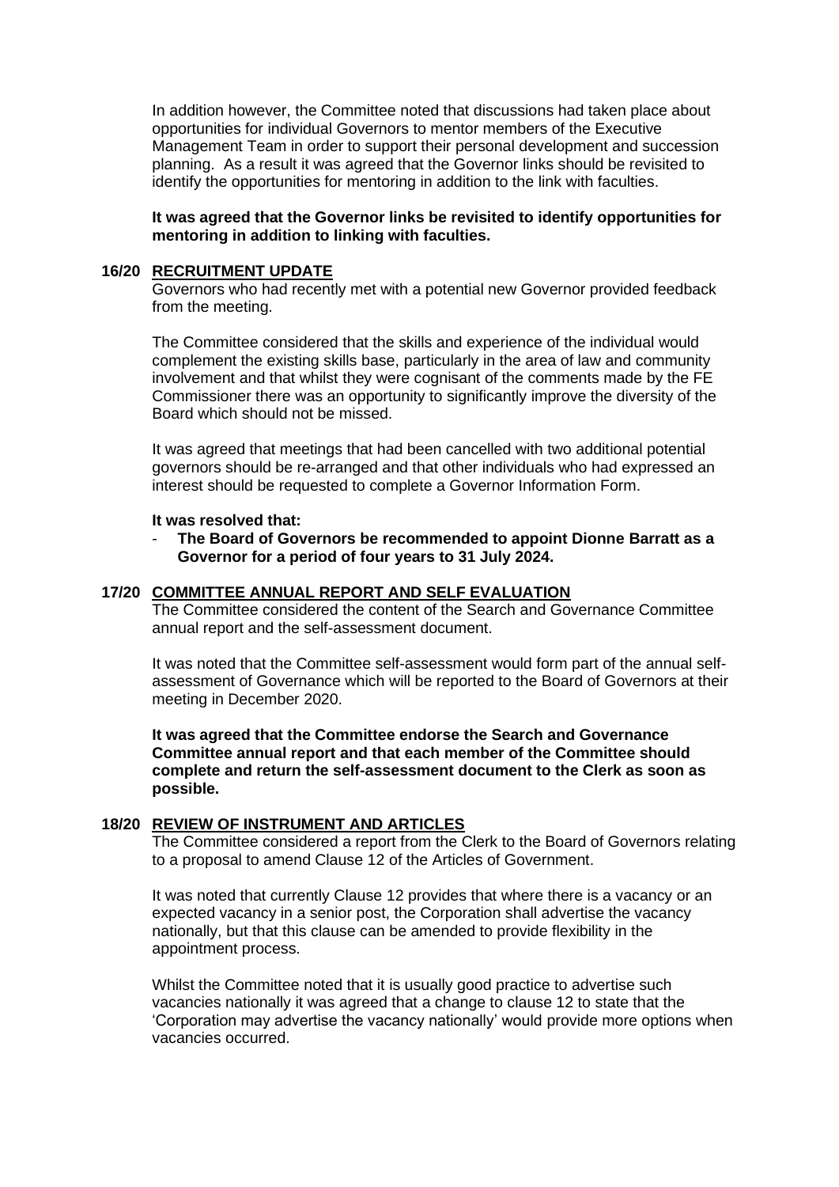In addition however, the Committee noted that discussions had taken place about opportunities for individual Governors to mentor members of the Executive Management Team in order to support their personal development and succession planning. As a result it was agreed that the Governor links should be revisited to identify the opportunities for mentoring in addition to the link with faculties.

**It was agreed that the Governor links be revisited to identify opportunities for mentoring in addition to linking with faculties.**

## 16/20 RECRUITMENT UPDATE

Governors who had recently met with a potential new Governor provided feedback from the meeting.

The Committee considered that the skills and experience of the individual would complement the existing skills base, particularly in the area of law and community involvement and that whilst they were cognisant of the comments made by the FE Commissioner there was an opportunity to significantly improve the diversity of the Board which should not be missed.

It was agreed that meetings that had been cancelled with two additional potential governors should be re-arranged and that other individuals who had expressed an interest should be requested to complete a Governor Information Form.

**It was resolved that:**

- **The Board of Governors be recommended to appoint Dionne Barratt as a Governor for a period of four years to 31 July 2024.**

## 17/20 COMMITTEE ANNUAL REPORT AND SELF EVALUATION

The Committee considered the content of the Search and Governance Committee annual report and the self-assessment document.

It was noted that the Committee self-assessment would form part of the annual self-assessment of Governance which will be reported to the Board of Governors at their meeting in December 2020.

**It was agreed that the Committee endorse the Search and Governance Committee annual report and that each member of the Committee should complete and return the self-assessment document to the Clerk as soon as possible.**

## 18/20 REVIEW OF INSTRUMENT AND ARTICLES

The Committee considered a report from the Clerk to the Board of Governors relating to a proposal to amend Clause 12 of the Articles of Government.

It was noted that currently Clause 12 provides that where there is a vacancy or an expected vacancy in a senior post, the Corporation shall advertise the vacancy nationally, but that this clause can be amended to provide flexibility in the appointment process.

Whilst the Committee noted that it is usually good practice to advertise such vacancies nationally it was agreed that a change to clause 12 to state that the 'Corporation may advertise the vacancy nationally' would provide more options when vacancies occurred.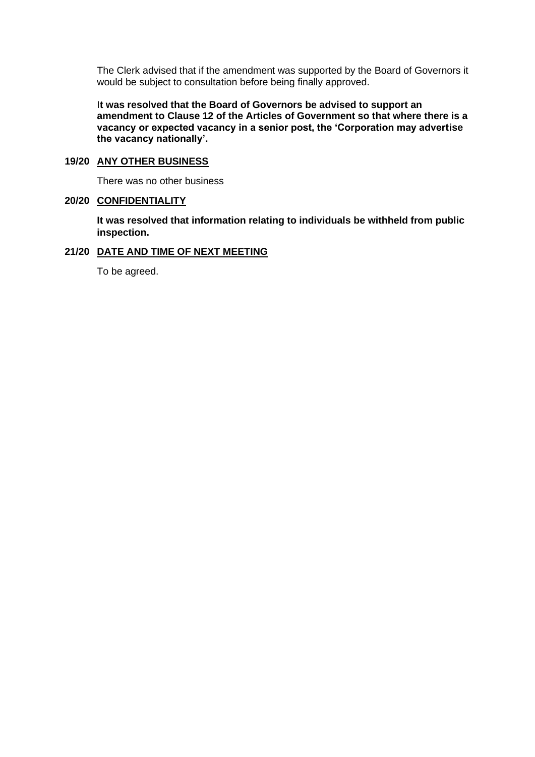The Clerk advised that if the amendment was supported by the Board of Governors it would be subject to consultation before being finally approved.

**It was resolved that the Board of Governors be advised to support an amendment to Clause 12 of the Articles of Government so that where there is a vacancy or expected vacancy in a senior post, the 'Corporation may advertise the vacancy nationally'.**

**19/20 ANY OTHER BUSINESS**

There was no other business

**20/20 CONFIDENTIALITY**

**It was resolved that information relating to individuals be withheld from public inspection.**

**21/20 DATE AND TIME OF NEXT MEETING**

To be agreed.